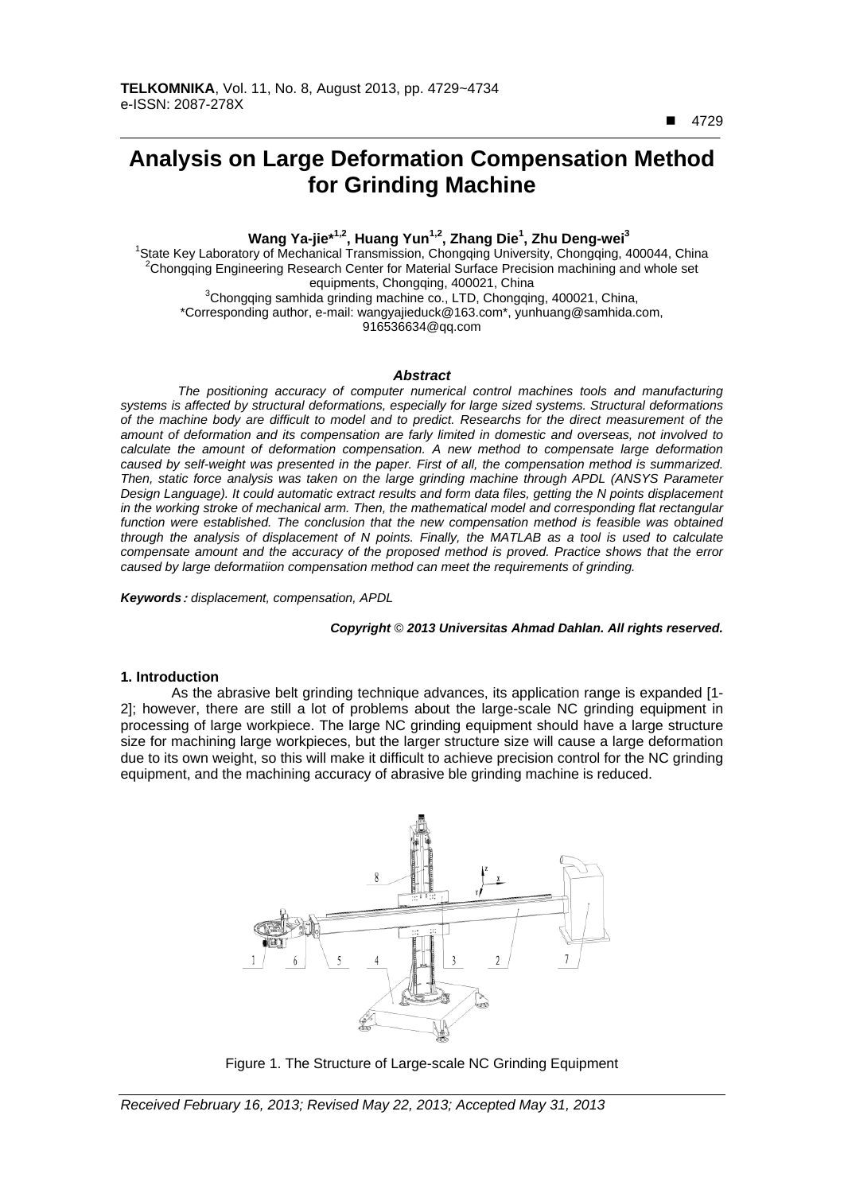# Analysis on Large Deformation Compensation Method for Grinding Machine

**Wang Ya-jie*[1,2], Huang Yun[1,2], Zhang Die[1], Zhu Deng-wei[3]**

[1]State Key Laboratory of Mechanical Transmission, Chongqing University, Chongqing, 400044, China
[2]Chongqing Engineering Research Center for Material Surface Precision machining and whole set equipments, Chongqing, 400021, China
[3]Chongqing samhida grinding machine co., LTD, Chongqing, 400021, China,
*Corresponding author, e-mail: wangyajieduck@163.com*, yunhuang@samhida.com, 916536634@qq.com

### *Abstract*

*The positioning accuracy of computer numerical control machines tools and manufacturing systems is affected by structural deformations, especially for large sized systems. Structural deformations of the machine body are difficult to model and to predict. Researchs for the direct measurement of the amount of deformation and its compensation are farly limited in domestic and overseas, not involved to calculate the amount of deformation compensation. A new method to compensate large deformation caused by self-weight was presented in the paper. First of all, the compensation method is summarized. Then, static force analysis was taken on the large grinding machine through APDL (ANSYS Parameter Design Language). It could automatic extract results and form data files, getting the N points displacement in the working stroke of mechanical arm. Then, the mathematical model and corresponding flat rectangular function were established. The conclusion that the new compensation method is feasible was obtained through the analysis of displacement of N points. Finally, the MATLAB as a tool is used to calculate compensate amount and the accuracy of the proposed method is proved. Practice shows that the error caused by large deformatiion compensation method can meet the requirements of grinding.*

***Keywords**: displacement, compensation, APDL*

***Copyright © 2013 Universitas Ahmad Dahlan. All rights reserved.***

## 1. Introduction

As the abrasive belt grinding technique advances, its application range is expanded [1-2]; however, there are still a lot of problems about the large-scale NC grinding equipment in processing of large workpiece. The large NC grinding equipment should have a large structure size for machining large workpieces, but the larger structure size will cause a large deformation due to its own weight, so this will make it difficult to achieve precision control for the NC grinding equipment, and the machining accuracy of abrasive ble grinding machine is reduced.

Figure 1. The Structure of Large-scale NC Grinding Equipment

*Received February 16, 2013; Revised May 22, 2013; Accepted May 31, 2013*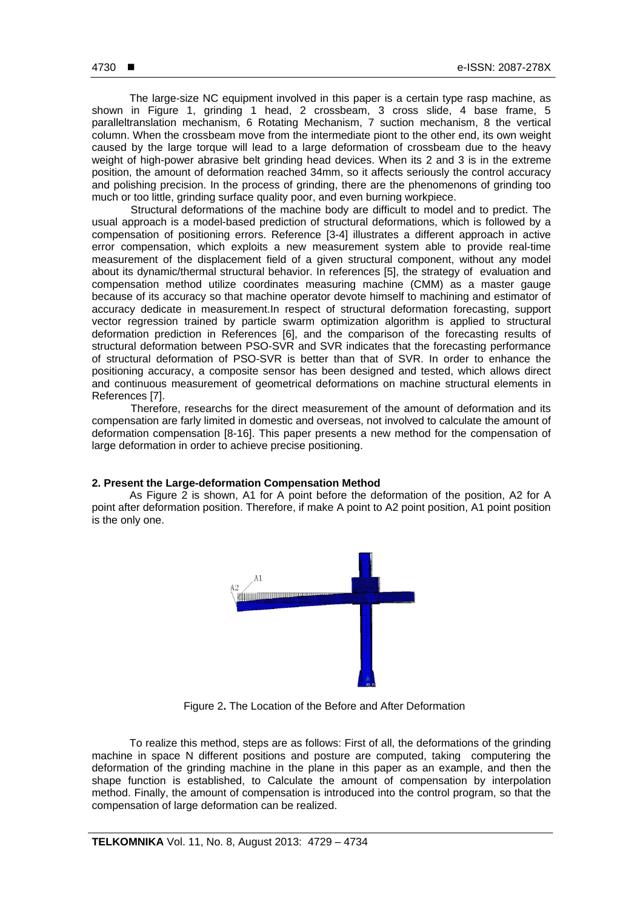The large-size NC equipment involved in this paper is a certain type rasp machine, as shown in Figure 1, grinding 1 head, 2 crossbeam, 3 cross slide, 4 base frame, 5 paralleltranslation mechanism, 6 Rotating Mechanism, 7 suction mechanism, 8 the vertical column. When the crossbeam move from the intermediate piont to the other end, its own weight caused by the large torque will lead to a large deformation of crossbeam due to the heavy weight of high-power abrasive belt grinding head devices. When its 2 and 3 is in the extreme position, the amount of deformation reached 34mm, so it affects seriously the control accuracy and polishing precision. In the process of grinding, there are the phenomenons of grinding too much or too little, grinding surface quality poor, and even burning workpiece.

Structural deformations of the machine body are difficult to model and to predict. The usual approach is a model-based prediction of structural deformations, which is followed by a compensation of positioning errors. Reference [3-4] illustrates a different approach in active error compensation, which exploits a new measurement system able to provide real-time measurement of the displacement field of a given structural component, without any model about its dynamic/thermal structural behavior. In references [5], the strategy of evaluation and compensation method utilize coordinates measuring machine (CMM) as a master gauge because of its accuracy so that machine operator devote himself to machining and estimator of accuracy dedicate in measurement.In respect of structural deformation forecasting, support vector regression trained by particle swarm optimization algorithm is applied to structural deformation prediction in References [6], and the comparison of the forecasting results of structural deformation between PSO-SVR and SVR indicates that the forecasting performance of structural deformation of PSO-SVR is better than that of SVR. In order to enhance the positioning accuracy, a composite sensor has been designed and tested, which allows direct and continuous measurement of geometrical deformations on machine structural elements in References [7].

Therefore, researchs for the direct measurement of the amount of deformation and its compensation are farly limited in domestic and overseas, not involved to calculate the amount of deformation compensation [8-16]. This paper presents a new method for the compensation of large deformation in order to achieve precise positioning.

## 2. Present the Large-deformation Compensation Method

As Figure 2 is shown, A1 for A point before the deformation of the position, A2 for A point after deformation position. Therefore, if make A point to A2 point position, A1 point position is the only one.

Figure 2. The Location of the Before and After Deformation

To realize this method, steps are as follows: First of all, the deformations of the grinding machine in space N different positions and posture are computed, taking computering the deformation of the grinding machine in the plane in this paper as an example, and then the shape function is established, to Calculate the amount of compensation by interpolation method. Finally, the amount of compensation is introduced into the control program, so that the compensation of large deformation can be realized.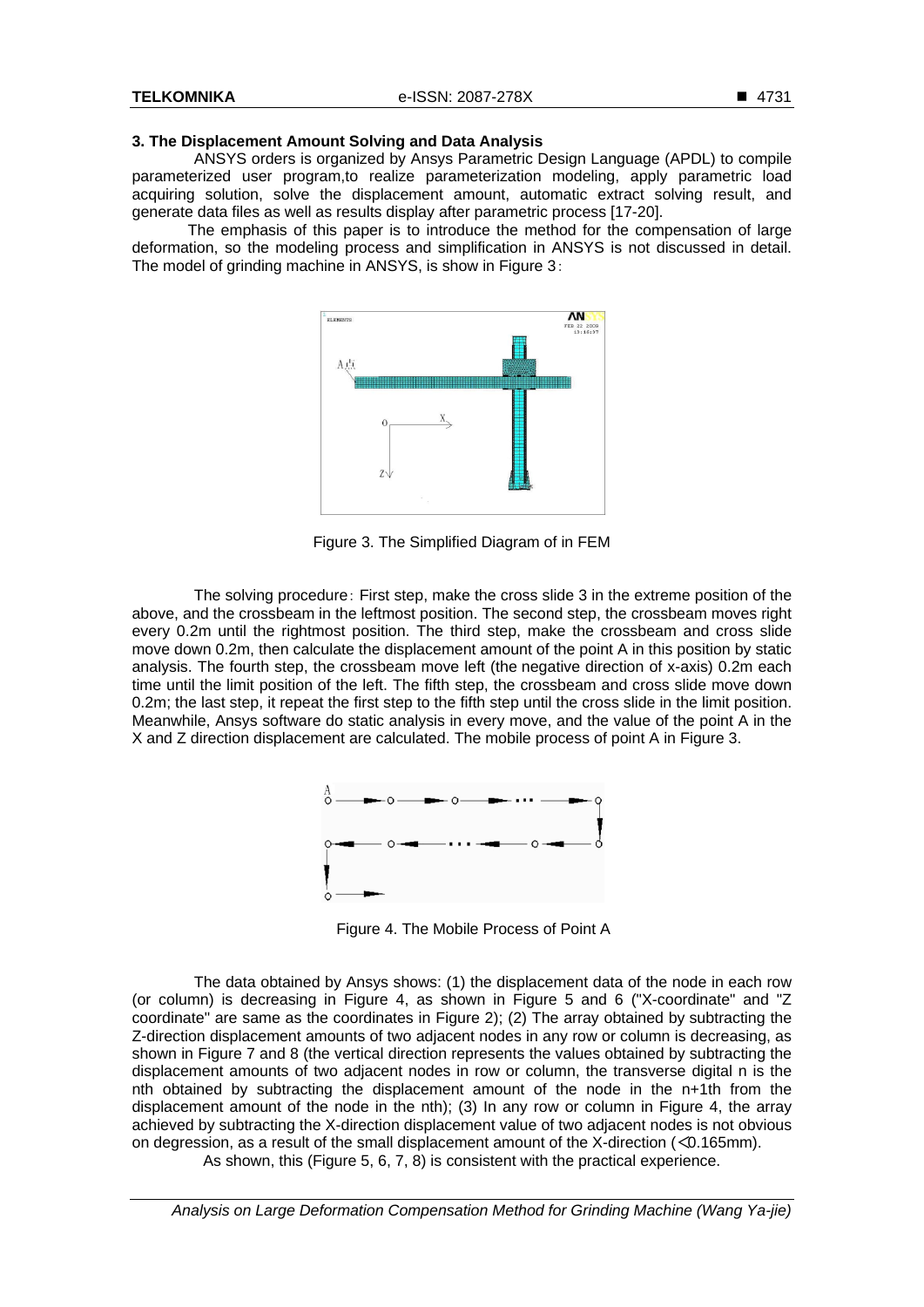### 3. The Displacement Amount Solving and Data Analysis

ANSYS orders is organized by Ansys Parametric Design Language (APDL) to compile parameterized user program,to realize parameterization modeling, apply parametric load acquiring solution, solve the displacement amount, automatic extract solving result, and generate data files as well as results display after parametric process [17-20].

The emphasis of this paper is to introduce the method for the compensation of large deformation, so the modeling process and simplification in ANSYS is not discussed in detail. The model of grinding machine in ANSYS, is show in Figure 3：

Figure 3. The Simplified Diagram of in FEM

The solving procedure：First step, make the cross slide 3 in the extreme position of the above, and the crossbeam in the leftmost position. The second step, the crossbeam moves right every 0.2m until the rightmost position. The third step, make the crossbeam and cross slide move down 0.2m, then calculate the displacement amount of the point A in this position by static analysis. The fourth step, the crossbeam move left (the negative direction of x-axis) 0.2m each time until the limit position of the left. The fifth step, the crossbeam and cross slide move down 0.2m; the last step, it repeat the first step to the fifth step until the cross slide in the limit position. Meanwhile, Ansys software do static analysis in every move, and the value of the point A in the X and Z direction displacement are calculated. The mobile process of point A in Figure 3.

Figure 4. The Mobile Process of Point A

The data obtained by Ansys shows: (1) the displacement data of the node in each row (or column) is decreasing in Figure 4, as shown in Figure 5 and 6 ("X-coordinate" and "Z coordinate" are same as the coordinates in Figure 2); (2) The array obtained by subtracting the Z-direction displacement amounts of two adjacent nodes in any row or column is decreasing, as shown in Figure 7 and 8 (the vertical direction represents the values obtained by subtracting the displacement amounts of two adjacent nodes in row or column, the transverse digital n is the nth obtained by subtracting the displacement amount of the node in the n+1th from the displacement amount of the node in the nth); (3) In any row or column in Figure 4, the array achieved by subtracting the X-direction displacement value of two adjacent nodes is not obvious on degression, as a result of the small displacement amount of the X-direction (<0.165mm).

As shown, this (Figure 5, 6, 7, 8) is consistent with the practical experience.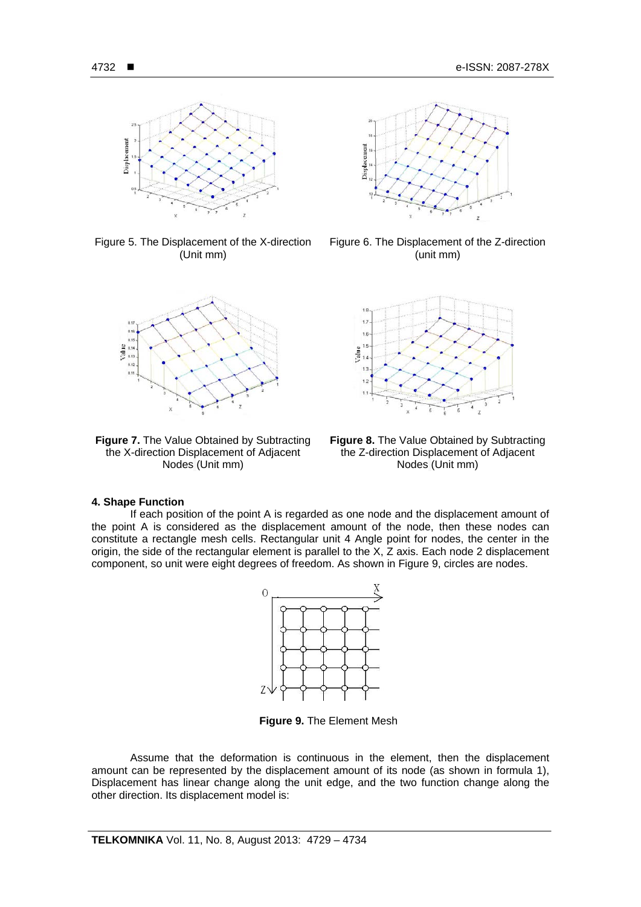Figure 5. The Displacement of the X-direction (Unit mm)

Figure 6. The Displacement of the Z-direction (unit mm)

**Figure 7.** The Value Obtained by Subtracting the X-direction Displacement of Adjacent Nodes (Unit mm)

**Figure 8.** The Value Obtained by Subtracting the Z-direction Displacement of Adjacent Nodes (Unit mm)

### 4. Shape Function

If each position of the point A is regarded as one node and the displacement amount of the point A is considered as the displacement amount of the node, then these nodes can constitute a rectangle mesh cells. Rectangular unit 4 Angle point for nodes, the center in the origin, the side of the rectangular element is parallel to the X, Z axis. Each node 2 displacement component, so unit were eight degrees of freedom. As shown in Figure 9, circles are nodes.

**Figure 9.** The Element Mesh

Assume that the deformation is continuous in the element, then the displacement amount can be represented by the displacement amount of its node (as shown in formula 1), Displacement has linear change along the unit edge, and the two function change along the other direction. Its displacement model is: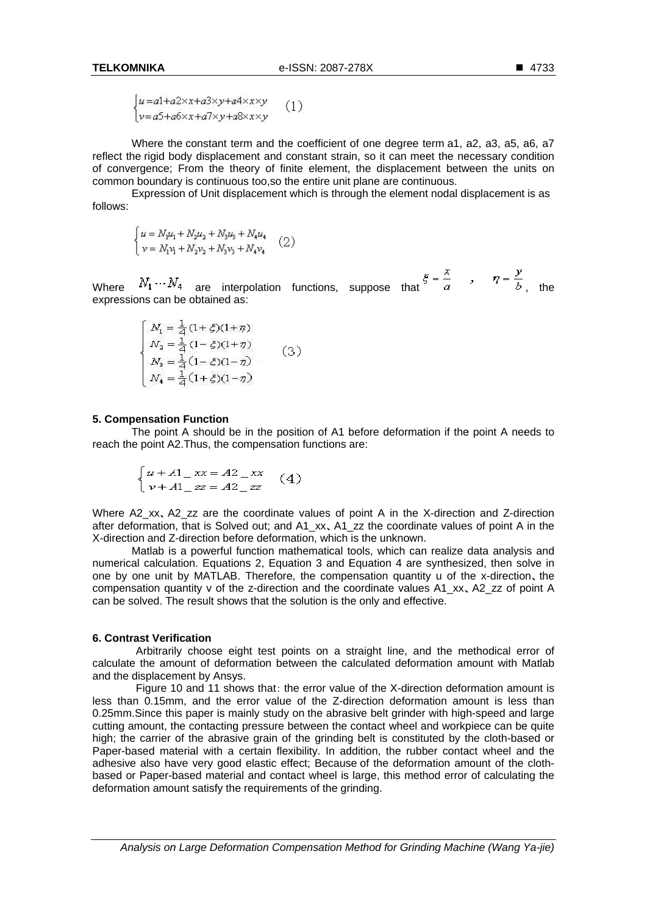$$\begin{cases} u = a1 + a2 \times x + a3 \times y + a4 \times x \times y \\ v = a5 + a6 \times x + a7 \times y + a8 \times x \times y \end{cases} \quad (1)$$

Where the constant term and the coefficient of one degree term a1, a2, a3, a5, a6, a7 reflect the rigid body displacement and constant strain, so it can meet the necessary condition of convergence; From the theory of finite element, the displacement between the units on common boundary is continuous too,so the entire unit plane are continuous.

Expression of Unit displacement which is through the element nodal displacement is as follows:

$$\begin{cases} u = N_1 u_1 + N_2 u_2 + N_3 u_3 + N_4 u_4 \\ v = N_1 v_1 + N_2 v_2 + N_3 v_3 + N_4 v_4 \end{cases} \quad (2)$$

Where $N_1 \cdots N_4$ are interpolation functions, suppose that $\xi = \frac{x}{a}$ , $\eta = \frac{y}{b}$, the expressions can be obtained as:

$$\begin{cases} N_1 = \frac{1}{4}(1+\xi)(1+\eta) \\ N_2 = \frac{1}{4}(1-\xi)(1+\eta) \\ N_3 = \frac{1}{4}(1-\xi)(1-\eta) \\ N_4 = \frac{1}{4}(1+\xi)(1-\eta) \end{cases} \quad (3)$$

### 5. Compensation Function

The point A should be in the position of A1 before deformation if the point A needs to reach the point A2.Thus, the compensation functions are:

$$\begin{cases} u + A1\_xx = A2\_xx \\ v + A1\_zz = A2\_zz \end{cases} \quad (4)$$

Where A2_xx、A2_zz are the coordinate values of point A in the X-direction and Z-direction after deformation, that is Solved out; and A1_xx、A1_zz the coordinate values of point A in the X-direction and Z-direction before deformation, which is the unknown.

Matlab is a powerful function mathematical tools, which can realize data analysis and numerical calculation. Equations 2, Equation 3 and Equation 4 are synthesized, then solve in one by one unit by MATLAB. Therefore, the compensation quantity u of the x-direction、the compensation quantity v of the z-direction and the coordinate values A1_xx、A2_zz of point A can be solved. The result shows that the solution is the only and effective.

### 6. Contrast Verification

Arbitrarily choose eight test points on a straight line, and the methodical error of calculate the amount of deformation between the calculated deformation amount with Matlab and the displacement by Ansys.

Figure 10 and 11 shows that: the error value of the X-direction deformation amount is less than 0.15mm, and the error value of the Z-direction deformation amount is less than 0.25mm.Since this paper is mainly study on the abrasive belt grinder with high-speed and large cutting amount, the contacting pressure between the contact wheel and workpiece can be quite high; the carrier of the abrasive grain of the grinding belt is constituted by the cloth-based or Paper-based material with a certain flexibility. In addition, the rubber contact wheel and the adhesive also have very good elastic effect; Because of the deformation amount of the cloth-based or Paper-based material and contact wheel is large, this method error of calculating the deformation amount satisfy the requirements of the grinding.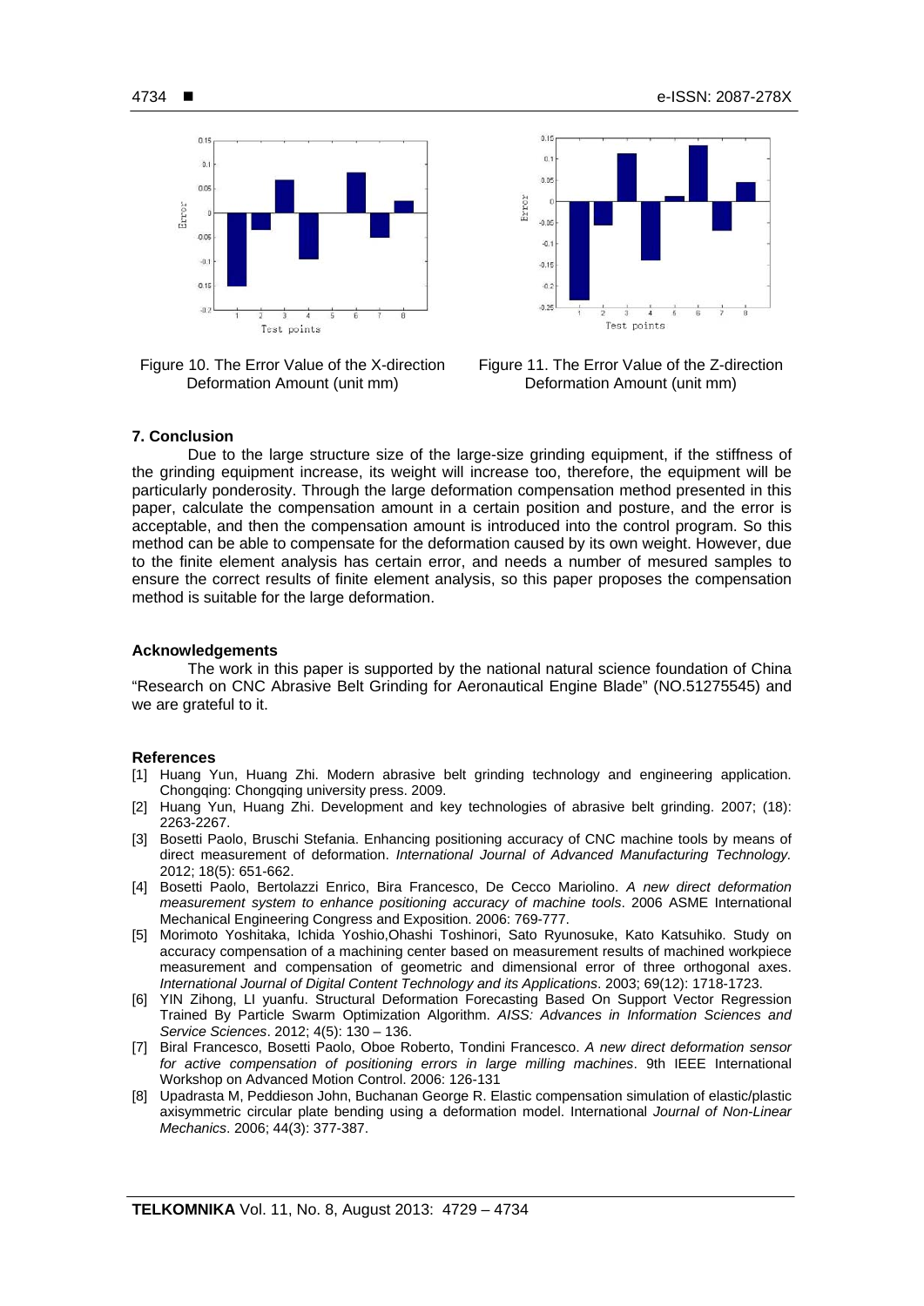0.15
0.1
0.05
0
-0.05
-0.1
-0.15
-0.2
Error
1 2 3 4 5 6 7 8
Test points

Figure 10. The Error Value of the X-direction Deformation Amount (unit mm)

0.15
0.1
0.05
0
-0.05
-0.1
-0.15
-0.2
-0.25
Error
1 2 3 4 5 6 7 8
Test points

Figure 11. The Error Value of the Z-direction Deformation Amount (unit mm)

## 7. Conclusion

Due to the large structure size of the large-size grinding equipment, if the stiffness of the grinding equipment increase, its weight will increase too, therefore, the equipment will be particularly ponderosity. Through the large deformation compensation method presented in this paper, calculate the compensation amount in a certain position and posture, and the error is acceptable, and then the compensation amount is introduced into the control program. So this method can be able to compensate for the deformation caused by its own weight. However, due to the finite element analysis has certain error, and needs a number of mesured samples to ensure the correct results of finite element analysis, so this paper proposes the compensation method is suitable for the large deformation.

## Acknowledgements

The work in this paper is supported by the national natural science foundation of China "Research on CNC Abrasive Belt Grinding for Aeronautical Engine Blade" (NO.51275545) and we are grateful to it.

## References

[1] Huang Yun, Huang Zhi. Modern abrasive belt grinding technology and engineering application. Chongqing: Chongqing university press. 2009.

[2] Huang Yun, Huang Zhi. Development and key technologies of abrasive belt grinding. 2007; (18): 2263-2267.

[3] Bosetti Paolo, Bruschi Stefania. Enhancing positioning accuracy of CNC machine tools by means of direct measurement of deformation. *International Journal of Advanced Manufacturing Technology.* 2012; 18(5): 651-662.

[4] Bosetti Paolo, Bertolazzi Enrico, Bira Francesco, De Cecco Mariolino. *A new direct deformation measurement system to enhance positioning accuracy of machine tools*. 2006 ASME International Mechanical Engineering Congress and Exposition. 2006: 769-777.

[5] Morimoto Yoshitaka, Ichida Yoshio,Ohashi Toshinori, Sato Ryunosuke, Kato Katsuhiko. Study on accuracy compensation of a machining center based on measurement results of machined workpiece measurement and compensation of geometric and dimensional error of three orthogonal axes. *International Journal of Digital Content Technology and its Applications*. 2003; 69(12): 1718-1723.

[6] YIN Zihong, LI yuanfu. Structural Deformation Forecasting Based On Support Vector Regression Trained By Particle Swarm Optimization Algorithm. *AISS: Advances in Information Sciences and Service Sciences*. 2012; 4(5): 130 – 136.

[7] Biral Francesco, Bosetti Paolo, Oboe Roberto, Tondini Francesco. *A new direct deformation sensor for active compensation of positioning errors in large milling machines*. 9th IEEE International Workshop on Advanced Motion Control. 2006: 126-131

[8] Upadrasta M, Peddieson John, Buchanan George R. Elastic compensation simulation of elastic/plastic axisymmetric circular plate bending using a deformation model. International *Journal of Non-Linear Mechanics*. 2006; 44(3): 377-387.